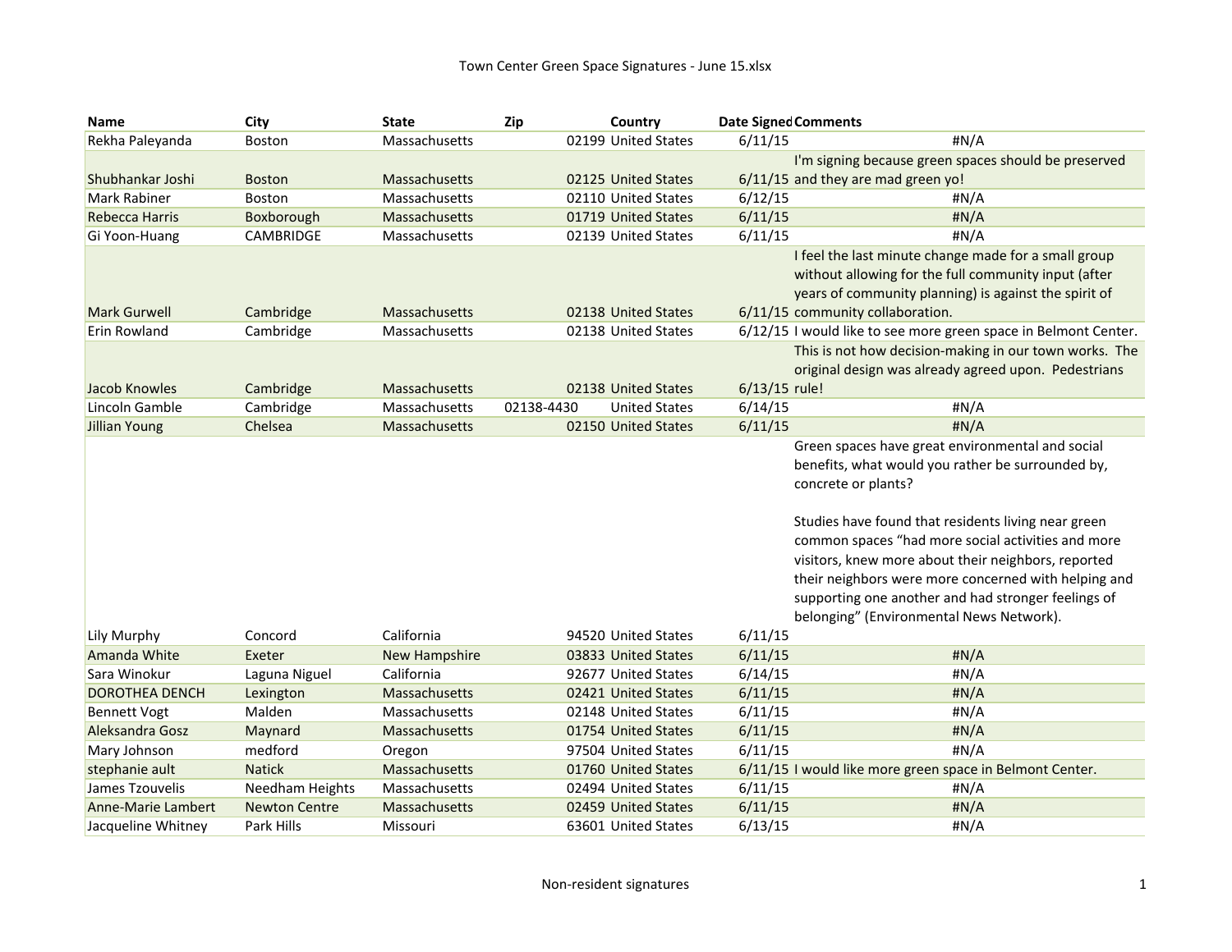Town Center Green Space Signatures - June 15.xlsx

| Name | City | State | Zip | Country | Date Signed | Comments |
|---|---|---|---|---|---|---|
| Rekha Paleyanda | Boston | Massachusetts | 02199 | United States | 6/11/15 | #N/A |
| Shubhankar Joshi | Boston | Massachusetts | 02125 | United States | 6/11/15 | I'm signing because green spaces should be preserved and they are mad green yo! |
| Mark Rabiner | Boston | Massachusetts | 02110 | United States | 6/12/15 | #N/A |
| Rebecca Harris | Boxborough | Massachusetts | 01719 | United States | 6/11/15 | #N/A |
| Gi Yoon-Huang | CAMBRIDGE | Massachusetts | 02139 | United States | 6/11/15 | #N/A |
| Mark Gurwell | Cambridge | Massachusetts | 02138 | United States | 6/11/15 | I feel the last minute change made for a small group without allowing for the full community input (after years of community planning) is against the spirit of community collaboration. |
| Erin Rowland | Cambridge | Massachusetts | 02138 | United States | 6/12/15 | I would like to see more green space in Belmont Center. |
| Jacob Knowles | Cambridge | Massachusetts | 02138 | United States | 6/13/15 | This is not how decision-making in our town works. The original design was already agreed upon. Pedestrians rule! |
| Lincoln Gamble | Cambridge | Massachusetts | 02138-4430 | United States | 6/14/15 | #N/A |
| Jillian Young | Chelsea | Massachusetts | 02150 | United States | 6/11/15 | #N/A |
| Lily Murphy | Concord | California | 94520 | United States | 6/11/15 | Green spaces have great environmental and social benefits, what would you rather be surrounded by, concrete or plants? Studies have found that residents living near green common spaces "had more social activities and more visitors, knew more about their neighbors, reported their neighbors were more concerned with helping and supporting one another and had stronger feelings of belonging" (Environmental News Network). |
| Amanda White | Exeter | New Hampshire | 03833 | United States | 6/11/15 | #N/A |
| Sara Winokur | Laguna Niguel | California | 92677 | United States | 6/14/15 | #N/A |
| DOROTHEA DENCH | Lexington | Massachusetts | 02421 | United States | 6/11/15 | #N/A |
| Bennett Vogt | Malden | Massachusetts | 02148 | United States | 6/11/15 | #N/A |
| Aleksandra Gosz | Maynard | Massachusetts | 01754 | United States | 6/11/15 | #N/A |
| Mary Johnson | medford | Oregon | 97504 | United States | 6/11/15 | #N/A |
| stephanie ault | Natick | Massachusetts | 01760 | United States | 6/11/15 | I would like more green space in Belmont Center. |
| James Tzouvelis | Needham Heights | Massachusetts | 02494 | United States | 6/11/15 | #N/A |
| Anne-Marie Lambert | Newton Centre | Massachusetts | 02459 | United States | 6/11/15 | #N/A |
| Jacqueline Whitney | Park Hills | Missouri | 63601 | United States | 6/13/15 | #N/A |

Non-resident signatures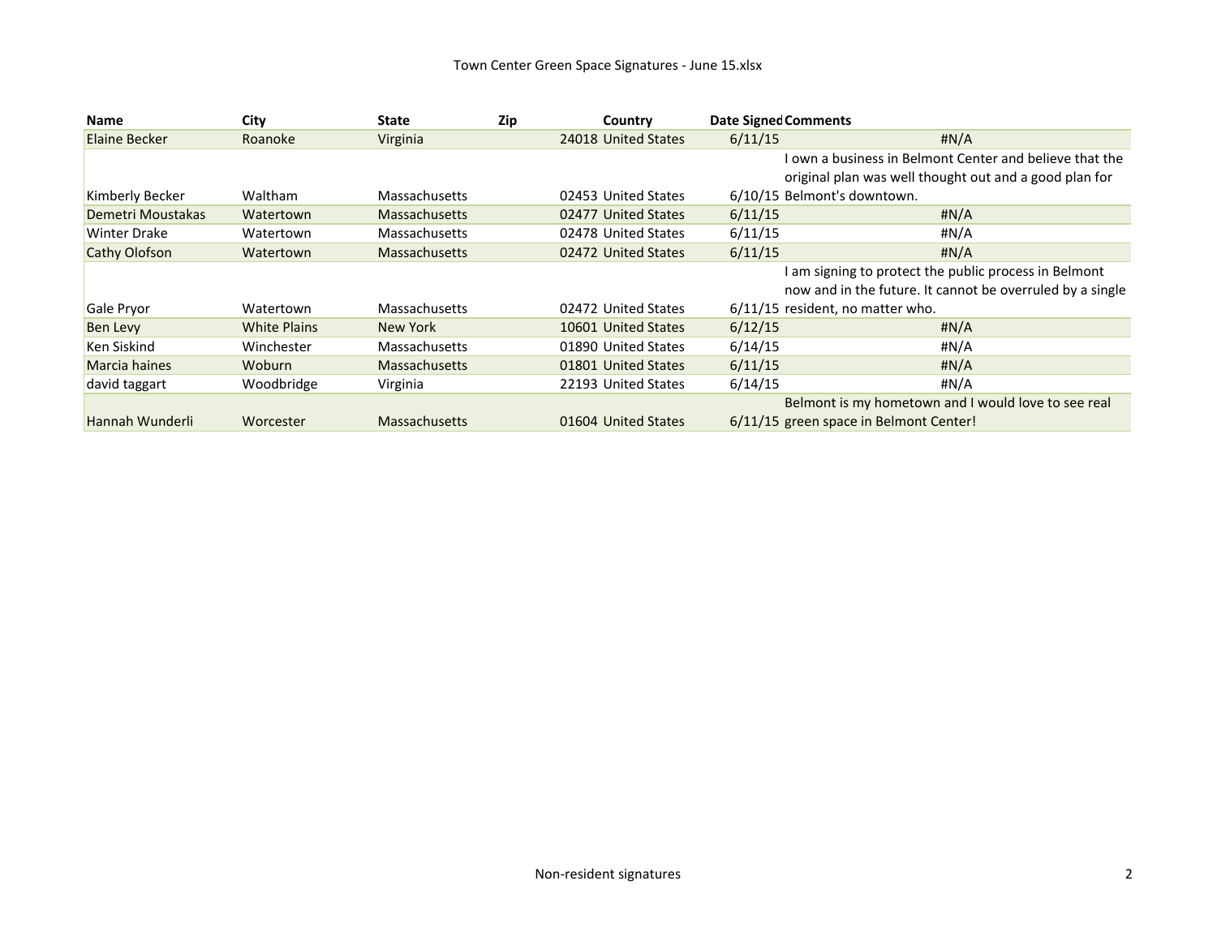| Name | City | State | Zip | Country | Date Signed | Comments |
|---|---|---|---|---|---|---|
| Elaine Becker | Roanoke | Virginia | 24018 | United States | 6/11/15 | #N/A |
| Kimberly Becker | Waltham | Massachusetts | 02453 | United States | 6/10/15 | I own a business in Belmont Center and believe that the original plan was well thought out and a good plan for Belmont's downtown. |
| Demetri Moustakas | Watertown | Massachusetts | 02477 | United States | 6/11/15 | #N/A |
| Winter Drake | Watertown | Massachusetts | 02478 | United States | 6/11/15 | #N/A |
| Cathy Olofson | Watertown | Massachusetts | 02472 | United States | 6/11/15 | #N/A |
| Gale Pryor | Watertown | Massachusetts | 02472 | United States | 6/11/15 | I am signing to protect the public process in Belmont now and in the future. It cannot be overruled by a single resident, no matter who. |
| Ben Levy | White Plains | New York | 10601 | United States | 6/12/15 | #N/A |
| Ken Siskind | Winchester | Massachusetts | 01890 | United States | 6/14/15 | #N/A |
| Marcia haines | Woburn | Massachusetts | 01801 | United States | 6/11/15 | #N/A |
| david taggart | Woodbridge | Virginia | 22193 | United States | 6/14/15 | #N/A |
| Hannah Wunderli | Worcester | Massachusetts | 01604 | United States | 6/11/15 | Belmont is my hometown and I would love to see real green space in Belmont Center! |